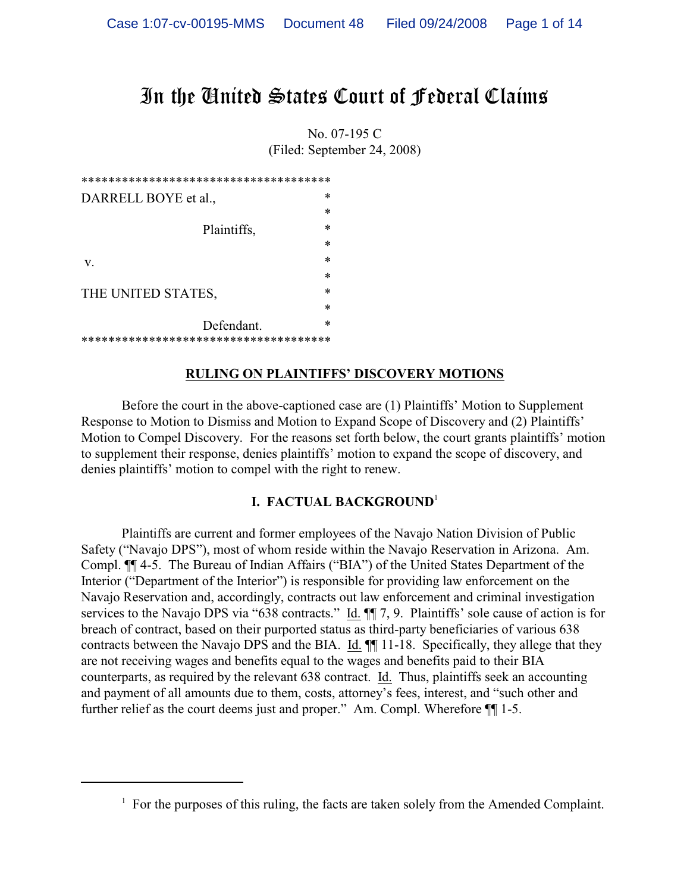# In the United States Court of Federal Claims

No. 07-195 C
(Filed: September 24, 2008)

```
************************************
DARRELL BOYE et al.,               *
                                   *
              Plaintiffs,          *
                                   *
v.                                 *
                                   *
THE UNITED STATES,                 *
                                   *
              Defendant.           *
************************************
```

## RULING ON PLAINTIFFS' DISCOVERY MOTIONS

Before the court in the above-captioned case are (1) Plaintiffs' Motion to Supplement Response to Motion to Dismiss and Motion to Expand Scope of Discovery and (2) Plaintiffs' Motion to Compel Discovery. For the reasons set forth below, the court grants plaintiffs' motion to supplement their response, denies plaintiffs' motion to expand the scope of discovery, and denies plaintiffs' motion to compel with the right to renew.

### I. FACTUAL BACKGROUND[1]

Plaintiffs are current and former employees of the Navajo Nation Division of Public Safety ("Navajo DPS"), most of whom reside within the Navajo Reservation in Arizona. Am. Compl. ¶¶ 4-5. The Bureau of Indian Affairs ("BIA") of the United States Department of the Interior ("Department of the Interior") is responsible for providing law enforcement on the Navajo Reservation and, accordingly, contracts out law enforcement and criminal investigation services to the Navajo DPS via "638 contracts." Id. ¶¶ 7, 9. Plaintiffs' sole cause of action is for breach of contract, based on their purported status as third-party beneficiaries of various 638 contracts between the Navajo DPS and the BIA. Id. ¶¶ 11-18. Specifically, they allege that they are not receiving wages and benefits equal to the wages and benefits paid to their BIA counterparts, as required by the relevant 638 contract. Id. Thus, plaintiffs seek an accounting and payment of all amounts due to them, costs, attorney's fees, interest, and "such other and further relief as the court deems just and proper." Am. Compl. Wherefore ¶¶ 1-5.

---

[1] For the purposes of this ruling, the facts are taken solely from the Amended Complaint.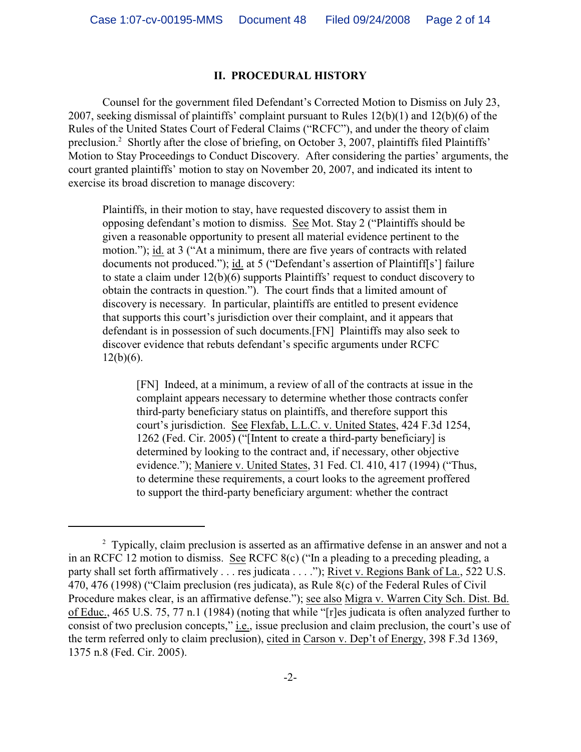## II. PROCEDURAL HISTORY

Counsel for the government filed Defendant's Corrected Motion to Dismiss on July 23, 2007, seeking dismissal of plaintiffs' complaint pursuant to Rules 12(b)(1) and 12(b)(6) of the Rules of the United States Court of Federal Claims ("RCFC"), and under the theory of claim preclusion.[2] Shortly after the close of briefing, on October 3, 2007, plaintiffs filed Plaintiffs' Motion to Stay Proceedings to Conduct Discovery. After considering the parties' arguments, the court granted plaintiffs' motion to stay on November 20, 2007, and indicated its intent to exercise its broad discretion to manage discovery:

> Plaintiffs, in their motion to stay, have requested discovery to assist them in opposing defendant's motion to dismiss. See Mot. Stay 2 ("Plaintiffs should be given a reasonable opportunity to present all material evidence pertinent to the motion."); id. at 3 ("At a minimum, there are five years of contracts with related documents not produced."); id. at 5 ("Defendant's assertion of Plaintiff[s'] failure to state a claim under 12(b)(6) supports Plaintiffs' request to conduct discovery to obtain the contracts in question."). The court finds that a limited amount of discovery is necessary. In particular, plaintiffs are entitled to present evidence that supports this court's jurisdiction over their complaint, and it appears that defendant is in possession of such documents.[FN] Plaintiffs may also seek to discover evidence that rebuts defendant's specific arguments under RCFC 12(b)(6).
>
> > [FN] Indeed, at a minimum, a review of all of the contracts at issue in the complaint appears necessary to determine whether those contracts confer third-party beneficiary status on plaintiffs, and therefore support this court's jurisdiction. See Flexfab, L.L.C. v. United States, 424 F.3d 1254, 1262 (Fed. Cir. 2005) ("[Intent to create a third-party beneficiary] is determined by looking to the contract and, if necessary, other objective evidence."); Maniere v. United States, 31 Fed. Cl. 410, 417 (1994) ("Thus, to determine these requirements, a court looks to the agreement proffered to support the third-party beneficiary argument: whether the contract

---

[2] Typically, claim preclusion is asserted as an affirmative defense in an answer and not a in an RCFC 12 motion to dismiss. See RCFC 8(c) ("In a pleading to a preceding pleading, a party shall set forth affirmatively . . . res judicata . . . ."); Rivet v. Regions Bank of La., 522 U.S. 470, 476 (1998) ("Claim preclusion (res judicata), as Rule 8(c) of the Federal Rules of Civil Procedure makes clear, is an affirmative defense."); see also Migra v. Warren City Sch. Dist. Bd. of Educ., 465 U.S. 75, 77 n.1 (1984) (noting that while "[r]es judicata is often analyzed further to consist of two preclusion concepts," i.e., issue preclusion and claim preclusion, the court's use of the term referred only to claim preclusion), cited in Carson v. Dep't of Energy, 398 F.3d 1369, 1375 n.8 (Fed. Cir. 2005).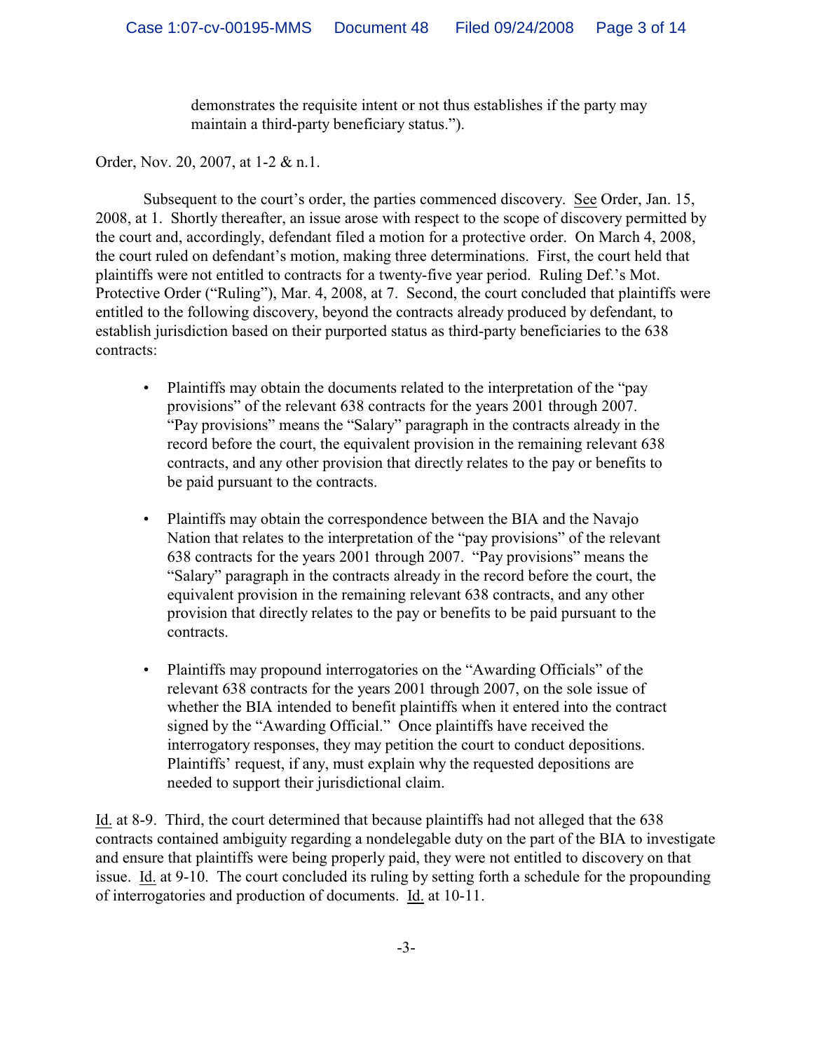> demonstrates the requisite intent or not thus establishes if the party may maintain a third-party beneficiary status.").

Order, Nov. 20, 2007, at 1-2 & n.1.

Subsequent to the court's order, the parties commenced discovery. See Order, Jan. 15, 2008, at 1. Shortly thereafter, an issue arose with respect to the scope of discovery permitted by the court and, accordingly, defendant filed a motion for a protective order. On March 4, 2008, the court ruled on defendant's motion, making three determinations. First, the court held that plaintiffs were not entitled to contracts for a twenty-five year period. Ruling Def.'s Mot. Protective Order ("Ruling"), Mar. 4, 2008, at 7. Second, the court concluded that plaintiffs were entitled to the following discovery, beyond the contracts already produced by defendant, to establish jurisdiction based on their purported status as third-party beneficiaries to the 638 contracts:

- Plaintiffs may obtain the documents related to the interpretation of the "pay provisions" of the relevant 638 contracts for the years 2001 through 2007. "Pay provisions" means the "Salary" paragraph in the contracts already in the record before the court, the equivalent provision in the remaining relevant 638 contracts, and any other provision that directly relates to the pay or benefits to be paid pursuant to the contracts.

- Plaintiffs may obtain the correspondence between the BIA and the Navajo Nation that relates to the interpretation of the "pay provisions" of the relevant 638 contracts for the years 2001 through 2007. "Pay provisions" means the "Salary" paragraph in the contracts already in the record before the court, the equivalent provision in the remaining relevant 638 contracts, and any other provision that directly relates to the pay or benefits to be paid pursuant to the contracts.

- Plaintiffs may propound interrogatories on the "Awarding Officials" of the relevant 638 contracts for the years 2001 through 2007, on the sole issue of whether the BIA intended to benefit plaintiffs when it entered into the contract signed by the "Awarding Official." Once plaintiffs have received the interrogatory responses, they may petition the court to conduct depositions. Plaintiffs' request, if any, must explain why the requested depositions are needed to support their jurisdictional claim.

Id. at 8-9. Third, the court determined that because plaintiffs had not alleged that the 638 contracts contained ambiguity regarding a nondelegable duty on the part of the BIA to investigate and ensure that plaintiffs were being properly paid, they were not entitled to discovery on that issue. Id. at 9-10. The court concluded its ruling by setting forth a schedule for the propounding of interrogatories and production of documents. Id. at 10-11.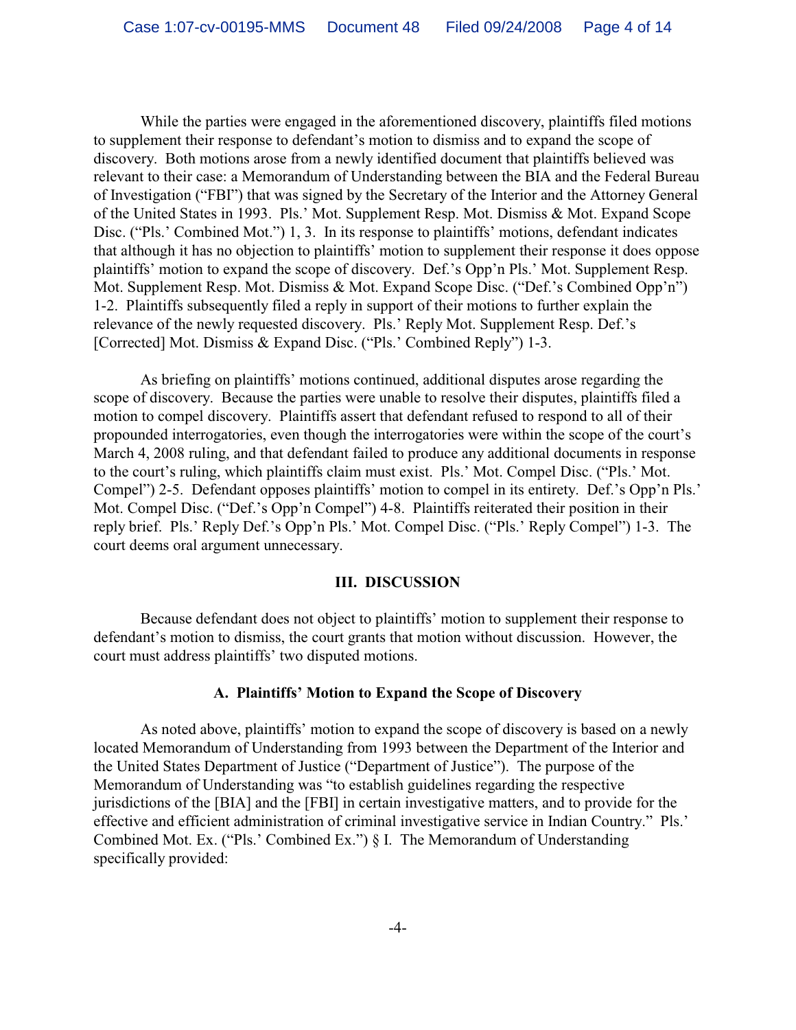While the parties were engaged in the aforementioned discovery, plaintiffs filed motions to supplement their response to defendant's motion to dismiss and to expand the scope of discovery. Both motions arose from a newly identified document that plaintiffs believed was relevant to their case: a Memorandum of Understanding between the BIA and the Federal Bureau of Investigation ("FBI") that was signed by the Secretary of the Interior and the Attorney General of the United States in 1993. Pls.' Mot. Supplement Resp. Mot. Dismiss & Mot. Expand Scope Disc. ("Pls.' Combined Mot.") 1, 3. In its response to plaintiffs' motions, defendant indicates that although it has no objection to plaintiffs' motion to supplement their response it does oppose plaintiffs' motion to expand the scope of discovery. Def.'s Opp'n Pls.' Mot. Supplement Resp. Mot. Supplement Resp. Mot. Dismiss & Mot. Expand Scope Disc. ("Def.'s Combined Opp'n") 1-2. Plaintiffs subsequently filed a reply in support of their motions to further explain the relevance of the newly requested discovery. Pls.' Reply Mot. Supplement Resp. Def.'s [Corrected] Mot. Dismiss & Expand Disc. ("Pls.' Combined Reply") 1-3.

As briefing on plaintiffs' motions continued, additional disputes arose regarding the scope of discovery. Because the parties were unable to resolve their disputes, plaintiffs filed a motion to compel discovery. Plaintiffs assert that defendant refused to respond to all of their propounded interrogatories, even though the interrogatories were within the scope of the court's March 4, 2008 ruling, and that defendant failed to produce any additional documents in response to the court's ruling, which plaintiffs claim must exist. Pls.' Mot. Compel Disc. ("Pls.' Mot. Compel") 2-5. Defendant opposes plaintiffs' motion to compel in its entirety. Def.'s Opp'n Pls.' Mot. Compel Disc. ("Def.'s Opp'n Compel") 4-8. Plaintiffs reiterated their position in their reply brief. Pls.' Reply Def.'s Opp'n Pls.' Mot. Compel Disc. ("Pls.' Reply Compel") 1-3. The court deems oral argument unnecessary.

## III. DISCUSSION

Because defendant does not object to plaintiffs' motion to supplement their response to defendant's motion to dismiss, the court grants that motion without discussion. However, the court must address plaintiffs' two disputed motions.

### A. Plaintiffs' Motion to Expand the Scope of Discovery

As noted above, plaintiffs' motion to expand the scope of discovery is based on a newly located Memorandum of Understanding from 1993 between the Department of the Interior and the United States Department of Justice ("Department of Justice"). The purpose of the Memorandum of Understanding was "to establish guidelines regarding the respective jurisdictions of the [BIA] and the [FBI] in certain investigative matters, and to provide for the effective and efficient administration of criminal investigative service in Indian Country." Pls.' Combined Mot. Ex. ("Pls.' Combined Ex.") § I. The Memorandum of Understanding specifically provided: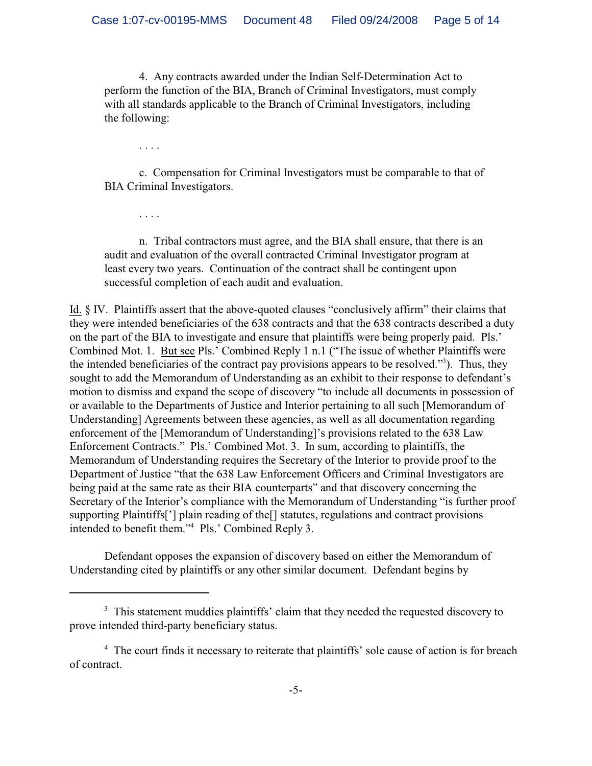> 4. Any contracts awarded under the Indian Self-Determination Act to perform the function of the BIA, Branch of Criminal Investigators, must comply with all standards applicable to the Branch of Criminal Investigators, including the following:
>
> . . . .
>
> c. Compensation for Criminal Investigators must be comparable to that of BIA Criminal Investigators.
>
> . . . .
>
> n. Tribal contractors must agree, and the BIA shall ensure, that there is an audit and evaluation of the overall contracted Criminal Investigator program at least every two years. Continuation of the contract shall be contingent upon successful completion of each audit and evaluation.

Id. § IV. Plaintiffs assert that the above-quoted clauses "conclusively affirm" their claims that they were intended beneficiaries of the 638 contracts and that the 638 contracts described a duty on the part of the BIA to investigate and ensure that plaintiffs were being properly paid. Pls.' Combined Mot. 1. But see Pls.' Combined Reply 1 n.1 ("The issue of whether Plaintiffs were the intended beneficiaries of the contract pay provisions appears to be resolved."[3]). Thus, they sought to add the Memorandum of Understanding as an exhibit to their response to defendant's motion to dismiss and expand the scope of discovery "to include all documents in possession of or available to the Departments of Justice and Interior pertaining to all such [Memorandum of Understanding] Agreements between these agencies, as well as all documentation regarding enforcement of the [Memorandum of Understanding]'s provisions related to the 638 Law Enforcement Contracts." Pls.' Combined Mot. 3. In sum, according to plaintiffs, the Memorandum of Understanding requires the Secretary of the Interior to provide proof to the Department of Justice "that the 638 Law Enforcement Officers and Criminal Investigators are being paid at the same rate as their BIA counterparts" and that discovery concerning the Secretary of the Interior's compliance with the Memorandum of Understanding "is further proof supporting Plaintiffs['] plain reading of the[] statutes, regulations and contract provisions intended to benefit them."[4] Pls.' Combined Reply 3.

Defendant opposes the expansion of discovery based on either the Memorandum of Understanding cited by plaintiffs or any other similar document. Defendant begins by

---

[3] This statement muddies plaintiffs' claim that they needed the requested discovery to prove intended third-party beneficiary status.

[4] The court finds it necessary to reiterate that plaintiffs' sole cause of action is for breach of contract.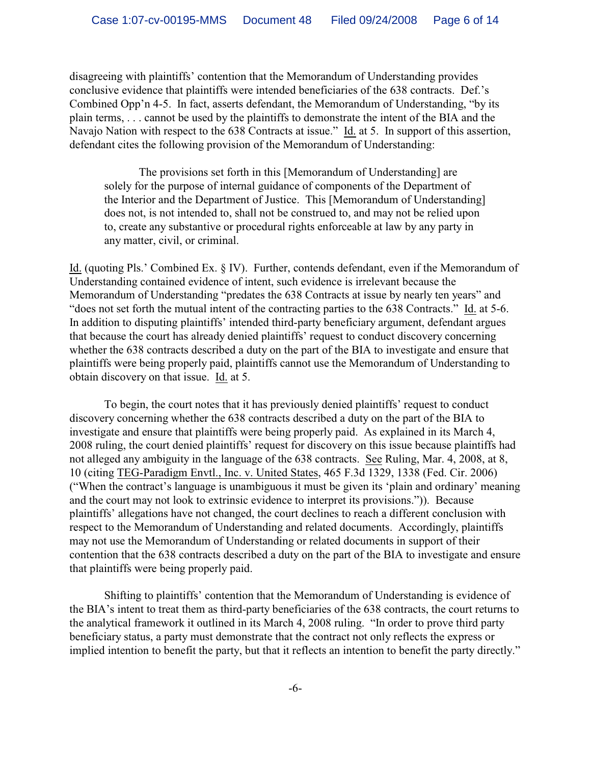disagreeing with plaintiffs' contention that the Memorandum of Understanding provides conclusive evidence that plaintiffs were intended beneficiaries of the 638 contracts. Def.'s Combined Opp'n 4-5. In fact, asserts defendant, the Memorandum of Understanding, "by its plain terms, . . . cannot be used by the plaintiffs to demonstrate the intent of the BIA and the Navajo Nation with respect to the 638 Contracts at issue." Id. at 5. In support of this assertion, defendant cites the following provision of the Memorandum of Understanding:

> The provisions set forth in this [Memorandum of Understanding] are solely for the purpose of internal guidance of components of the Department of the Interior and the Department of Justice. This [Memorandum of Understanding] does not, is not intended to, shall not be construed to, and may not be relied upon to, create any substantive or procedural rights enforceable at law by any party in any matter, civil, or criminal.

Id. (quoting Pls.' Combined Ex. § IV). Further, contends defendant, even if the Memorandum of Understanding contained evidence of intent, such evidence is irrelevant because the Memorandum of Understanding "predates the 638 Contracts at issue by nearly ten years" and "does not set forth the mutual intent of the contracting parties to the 638 Contracts." Id. at 5-6. In addition to disputing plaintiffs' intended third-party beneficiary argument, defendant argues that because the court has already denied plaintiffs' request to conduct discovery concerning whether the 638 contracts described a duty on the part of the BIA to investigate and ensure that plaintiffs were being properly paid, plaintiffs cannot use the Memorandum of Understanding to obtain discovery on that issue. Id. at 5.

To begin, the court notes that it has previously denied plaintiffs' request to conduct discovery concerning whether the 638 contracts described a duty on the part of the BIA to investigate and ensure that plaintiffs were being properly paid. As explained in its March 4, 2008 ruling, the court denied plaintiffs' request for discovery on this issue because plaintiffs had not alleged any ambiguity in the language of the 638 contracts. See Ruling, Mar. 4, 2008, at 8, 10 (citing TEG-Paradigm Envtl., Inc. v. United States, 465 F.3d 1329, 1338 (Fed. Cir. 2006) ("When the contract's language is unambiguous it must be given its 'plain and ordinary' meaning and the court may not look to extrinsic evidence to interpret its provisions.")). Because plaintiffs' allegations have not changed, the court declines to reach a different conclusion with respect to the Memorandum of Understanding and related documents. Accordingly, plaintiffs may not use the Memorandum of Understanding or related documents in support of their contention that the 638 contracts described a duty on the part of the BIA to investigate and ensure that plaintiffs were being properly paid.

Shifting to plaintiffs' contention that the Memorandum of Understanding is evidence of the BIA's intent to treat them as third-party beneficiaries of the 638 contracts, the court returns to the analytical framework it outlined in its March 4, 2008 ruling. "In order to prove third party beneficiary status, a party must demonstrate that the contract not only reflects the express or implied intention to benefit the party, but that it reflects an intention to benefit the party directly."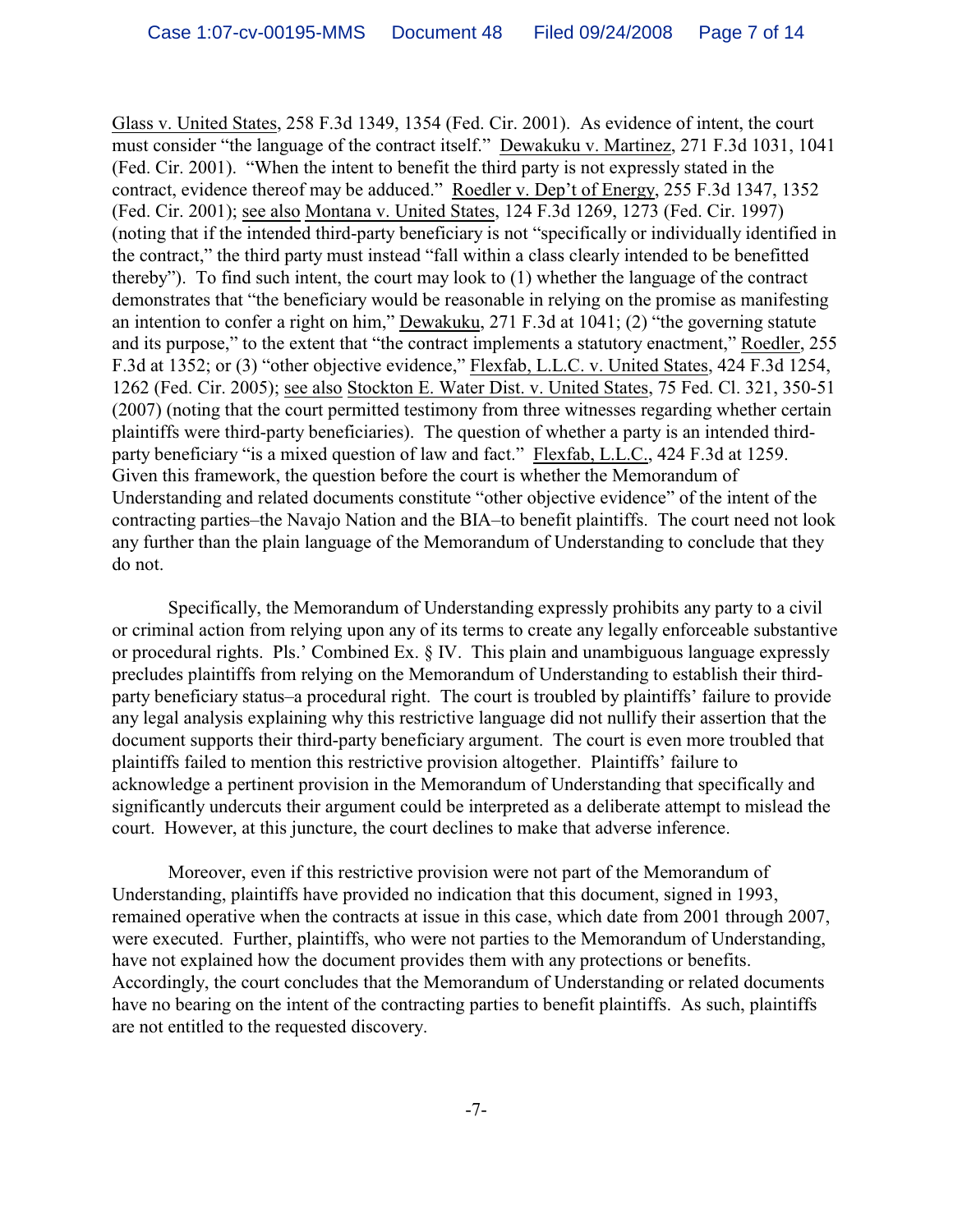Glass v. United States, 258 F.3d 1349, 1354 (Fed. Cir. 2001). As evidence of intent, the court must consider "the language of the contract itself." Dewakuku v. Martinez, 271 F.3d 1031, 1041 (Fed. Cir. 2001). "When the intent to benefit the third party is not expressly stated in the contract, evidence thereof may be adduced." Roedler v. Dep't of Energy, 255 F.3d 1347, 1352 (Fed. Cir. 2001); see also Montana v. United States, 124 F.3d 1269, 1273 (Fed. Cir. 1997) (noting that if the intended third-party beneficiary is not "specifically or individually identified in the contract," the third party must instead "fall within a class clearly intended to be benefitted thereby"). To find such intent, the court may look to (1) whether the language of the contract demonstrates that "the beneficiary would be reasonable in relying on the promise as manifesting an intention to confer a right on him," Dewakuku, 271 F.3d at 1041; (2) "the governing statute and its purpose," to the extent that "the contract implements a statutory enactment," Roedler, 255 F.3d at 1352; or (3) "other objective evidence," Flexfab, L.L.C. v. United States, 424 F.3d 1254, 1262 (Fed. Cir. 2005); see also Stockton E. Water Dist. v. United States, 75 Fed. Cl. 321, 350-51 (2007) (noting that the court permitted testimony from three witnesses regarding whether certain plaintiffs were third-party beneficiaries). The question of whether a party is an intended third-party beneficiary "is a mixed question of law and fact." Flexfab, L.L.C., 424 F.3d at 1259. Given this framework, the question before the court is whether the Memorandum of Understanding and related documents constitute "other objective evidence" of the intent of the contracting parties–the Navajo Nation and the BIA–to benefit plaintiffs. The court need not look any further than the plain language of the Memorandum of Understanding to conclude that they do not.

Specifically, the Memorandum of Understanding expressly prohibits any party to a civil or criminal action from relying upon any of its terms to create any legally enforceable substantive or procedural rights. Pls.' Combined Ex. § IV. This plain and unambiguous language expressly precludes plaintiffs from relying on the Memorandum of Understanding to establish their third-party beneficiary status–a procedural right. The court is troubled by plaintiffs' failure to provide any legal analysis explaining why this restrictive language did not nullify their assertion that the document supports their third-party beneficiary argument. The court is even more troubled that plaintiffs failed to mention this restrictive provision altogether. Plaintiffs' failure to acknowledge a pertinent provision in the Memorandum of Understanding that specifically and significantly undercuts their argument could be interpreted as a deliberate attempt to mislead the court. However, at this juncture, the court declines to make that adverse inference.

Moreover, even if this restrictive provision were not part of the Memorandum of Understanding, plaintiffs have provided no indication that this document, signed in 1993, remained operative when the contracts at issue in this case, which date from 2001 through 2007, were executed. Further, plaintiffs, who were not parties to the Memorandum of Understanding, have not explained how the document provides them with any protections or benefits. Accordingly, the court concludes that the Memorandum of Understanding or related documents have no bearing on the intent of the contracting parties to benefit plaintiffs. As such, plaintiffs are not entitled to the requested discovery.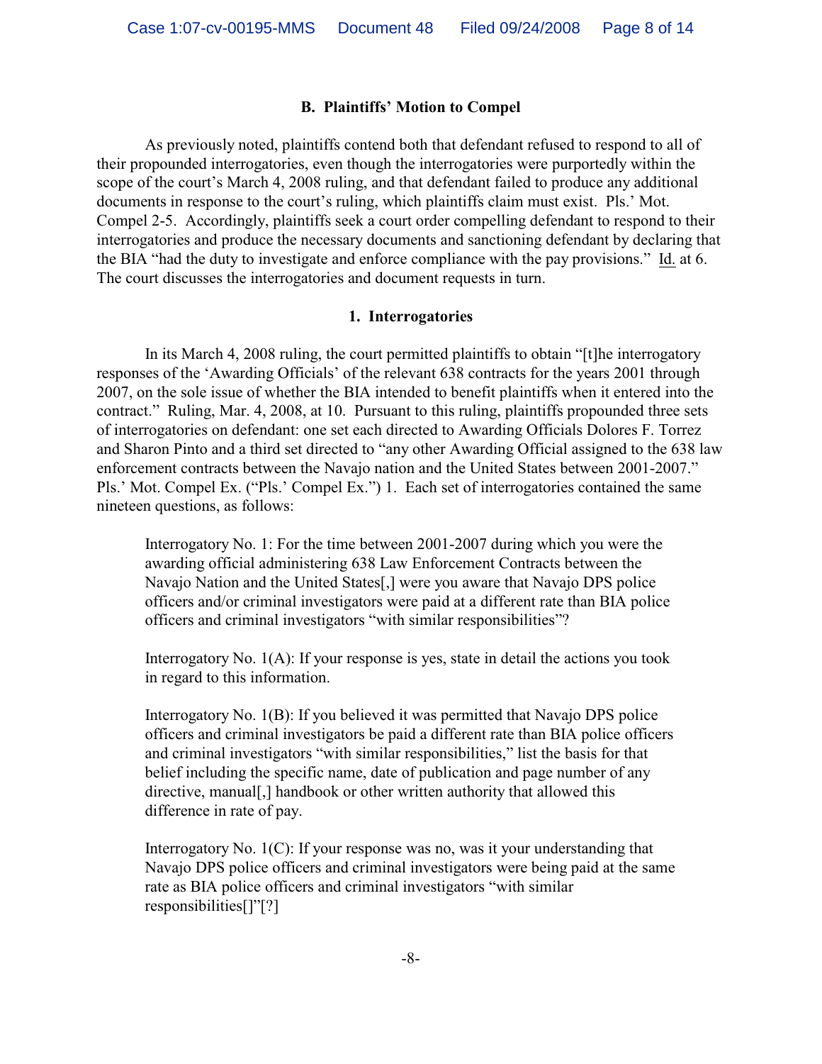### B. Plaintiffs' Motion to Compel

As previously noted, plaintiffs contend both that defendant refused to respond to all of their propounded interrogatories, even though the interrogatories were purportedly within the scope of the court's March 4, 2008 ruling, and that defendant failed to produce any additional documents in response to the court's ruling, which plaintiffs claim must exist. Pls.' Mot. Compel 2-5. Accordingly, plaintiffs seek a court order compelling defendant to respond to their interrogatories and produce the necessary documents and sanctioning defendant by declaring that the BIA "had the duty to investigate and enforce compliance with the pay provisions." Id. at 6. The court discusses the interrogatories and document requests in turn.

#### 1. Interrogatories

In its March 4, 2008 ruling, the court permitted plaintiffs to obtain "[t]he interrogatory responses of the 'Awarding Officials' of the relevant 638 contracts for the years 2001 through 2007, on the sole issue of whether the BIA intended to benefit plaintiffs when it entered into the contract." Ruling, Mar. 4, 2008, at 10. Pursuant to this ruling, plaintiffs propounded three sets of interrogatories on defendant: one set each directed to Awarding Officials Dolores F. Torrez and Sharon Pinto and a third set directed to "any other Awarding Official assigned to the 638 law enforcement contracts between the Navajo nation and the United States between 2001-2007." Pls.' Mot. Compel Ex. ("Pls.' Compel Ex.") 1. Each set of interrogatories contained the same nineteen questions, as follows:

> Interrogatory No. 1: For the time between 2001-2007 during which you were the awarding official administering 638 Law Enforcement Contracts between the Navajo Nation and the United States[,] were you aware that Navajo DPS police officers and/or criminal investigators were paid at a different rate than BIA police officers and criminal investigators "with similar responsibilities"?
>
> Interrogatory No. 1(A): If your response is yes, state in detail the actions you took in regard to this information.
>
> Interrogatory No. 1(B): If you believed it was permitted that Navajo DPS police officers and criminal investigators be paid a different rate than BIA police officers and criminal investigators "with similar responsibilities," list the basis for that belief including the specific name, date of publication and page number of any directive, manual[,] handbook or other written authority that allowed this difference in rate of pay.
>
> Interrogatory No. 1(C): If your response was no, was it your understanding that Navajo DPS police officers and criminal investigators were being paid at the same rate as BIA police officers and criminal investigators "with similar responsibilities[]"[?]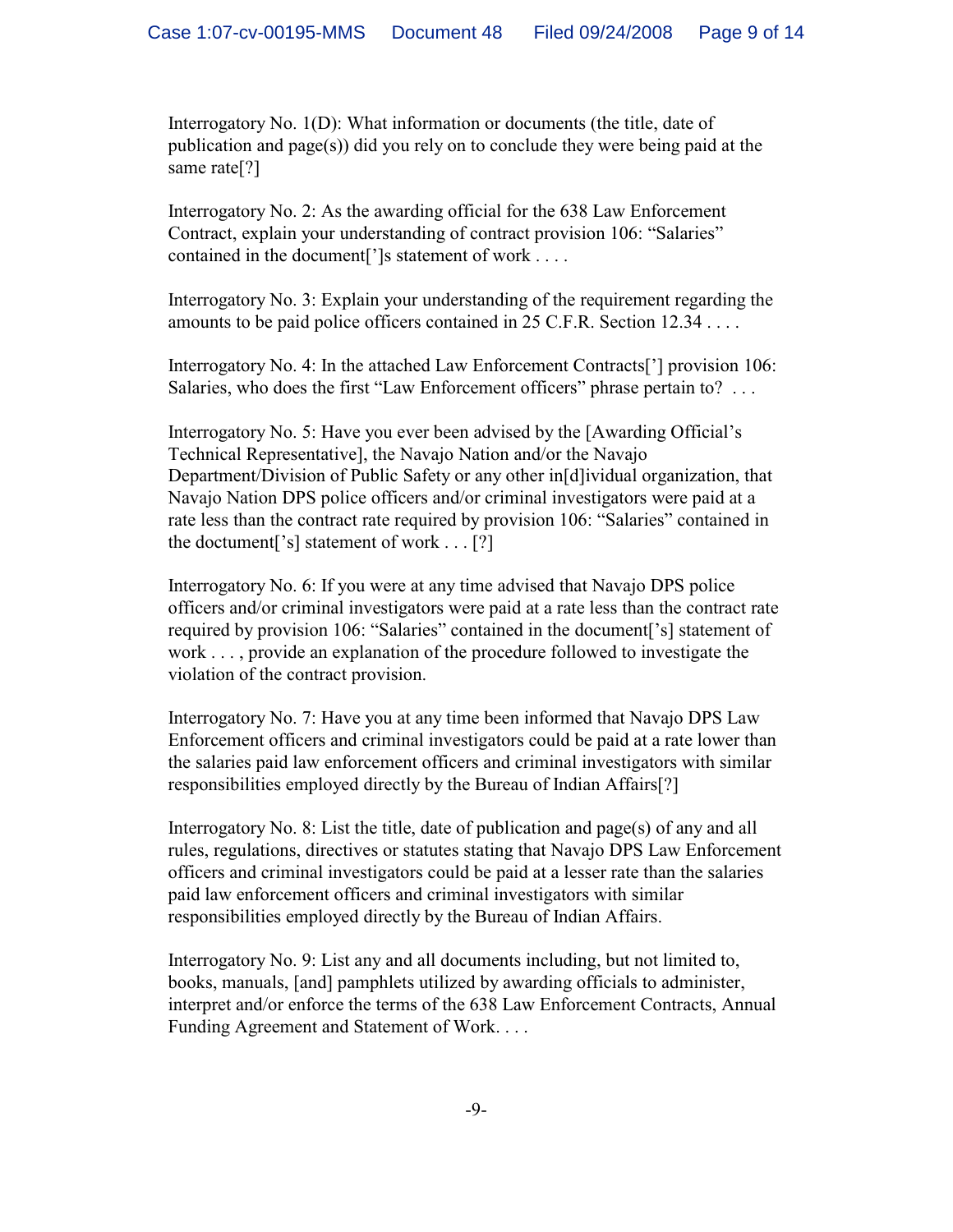Interrogatory No. 1(D): What information or documents (the title, date of publication and page(s)) did you rely on to conclude they were being paid at the same rate[?]

Interrogatory No. 2: As the awarding official for the 638 Law Enforcement Contract, explain your understanding of contract provision 106: "Salaries" contained in the document[']s statement of work . . . .

Interrogatory No. 3: Explain your understanding of the requirement regarding the amounts to be paid police officers contained in 25 C.F.R. Section 12.34 . . . .

Interrogatory No. 4: In the attached Law Enforcement Contracts['] provision 106: Salaries, who does the first "Law Enforcement officers" phrase pertain to? . . .

Interrogatory No. 5: Have you ever been advised by the [Awarding Official's Technical Representative], the Navajo Nation and/or the Navajo Department/Division of Public Safety or any other in[d]ividual organization, that Navajo Nation DPS police officers and/or criminal investigators were paid at a rate less than the contract rate required by provision 106: "Salaries" contained in the doctument['s] statement of work . . . [?]

Interrogatory No. 6: If you were at any time advised that Navajo DPS police officers and/or criminal investigators were paid at a rate less than the contract rate required by provision 106: "Salaries" contained in the document['s] statement of work . . . , provide an explanation of the procedure followed to investigate the violation of the contract provision.

Interrogatory No. 7: Have you at any time been informed that Navajo DPS Law Enforcement officers and criminal investigators could be paid at a rate lower than the salaries paid law enforcement officers and criminal investigators with similar responsibilities employed directly by the Bureau of Indian Affairs[?]

Interrogatory No. 8: List the title, date of publication and page(s) of any and all rules, regulations, directives or statutes stating that Navajo DPS Law Enforcement officers and criminal investigators could be paid at a lesser rate than the salaries paid law enforcement officers and criminal investigators with similar responsibilities employed directly by the Bureau of Indian Affairs.

Interrogatory No. 9: List any and all documents including, but not limited to, books, manuals, [and] pamphlets utilized by awarding officials to administer, interpret and/or enforce the terms of the 638 Law Enforcement Contracts, Annual Funding Agreement and Statement of Work. . . .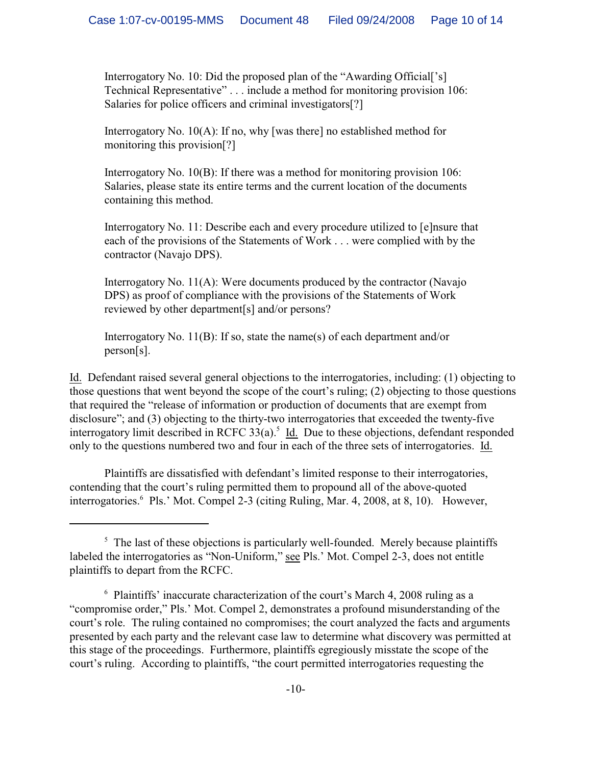> Interrogatory No. 10: Did the proposed plan of the "Awarding Official['s] Technical Representative" . . . include a method for monitoring provision 106: Salaries for police officers and criminal investigators[?]
>
> Interrogatory No. 10(A): If no, why [was there] no established method for monitoring this provision[?]
>
> Interrogatory No. 10(B): If there was a method for monitoring provision 106: Salaries, please state its entire terms and the current location of the documents containing this method.
>
> Interrogatory No. 11: Describe each and every procedure utilized to [e]nsure that each of the provisions of the Statements of Work . . . were complied with by the contractor (Navajo DPS).
>
> Interrogatory No. 11(A): Were documents produced by the contractor (Navajo DPS) as proof of compliance with the provisions of the Statements of Work reviewed by other department[s] and/or persons?
>
> Interrogatory No. 11(B): If so, state the name(s) of each department and/or person[s].

Id. Defendant raised several general objections to the interrogatories, including: (1) objecting to those questions that went beyond the scope of the court's ruling; (2) objecting to those questions that required the "release of information or production of documents that are exempt from disclosure"; and (3) objecting to the thirty-two interrogatories that exceeded the twenty-five interrogatory limit described in RCFC 33(a).[5] Id. Due to these objections, defendant responded only to the questions numbered two and four in each of the three sets of interrogatories. Id.

Plaintiffs are dissatisfied with defendant's limited response to their interrogatories, contending that the court's ruling permitted them to propound all of the above-quoted interrogatories.[6] Pls.' Mot. Compel 2-3 (citing Ruling, Mar. 4, 2008, at 8, 10). However,

---

[5] The last of these objections is particularly well-founded. Merely because plaintiffs labeled the interrogatories as "Non-Uniform," see Pls.' Mot. Compel 2-3, does not entitle plaintiffs to depart from the RCFC.

[6] Plaintiffs' inaccurate characterization of the court's March 4, 2008 ruling as a "compromise order," Pls.' Mot. Compel 2, demonstrates a profound misunderstanding of the court's role. The ruling contained no compromises; the court analyzed the facts and arguments presented by each party and the relevant case law to determine what discovery was permitted at this stage of the proceedings. Furthermore, plaintiffs egregiously misstate the scope of the court's ruling. According to plaintiffs, "the court permitted interrogatories requesting the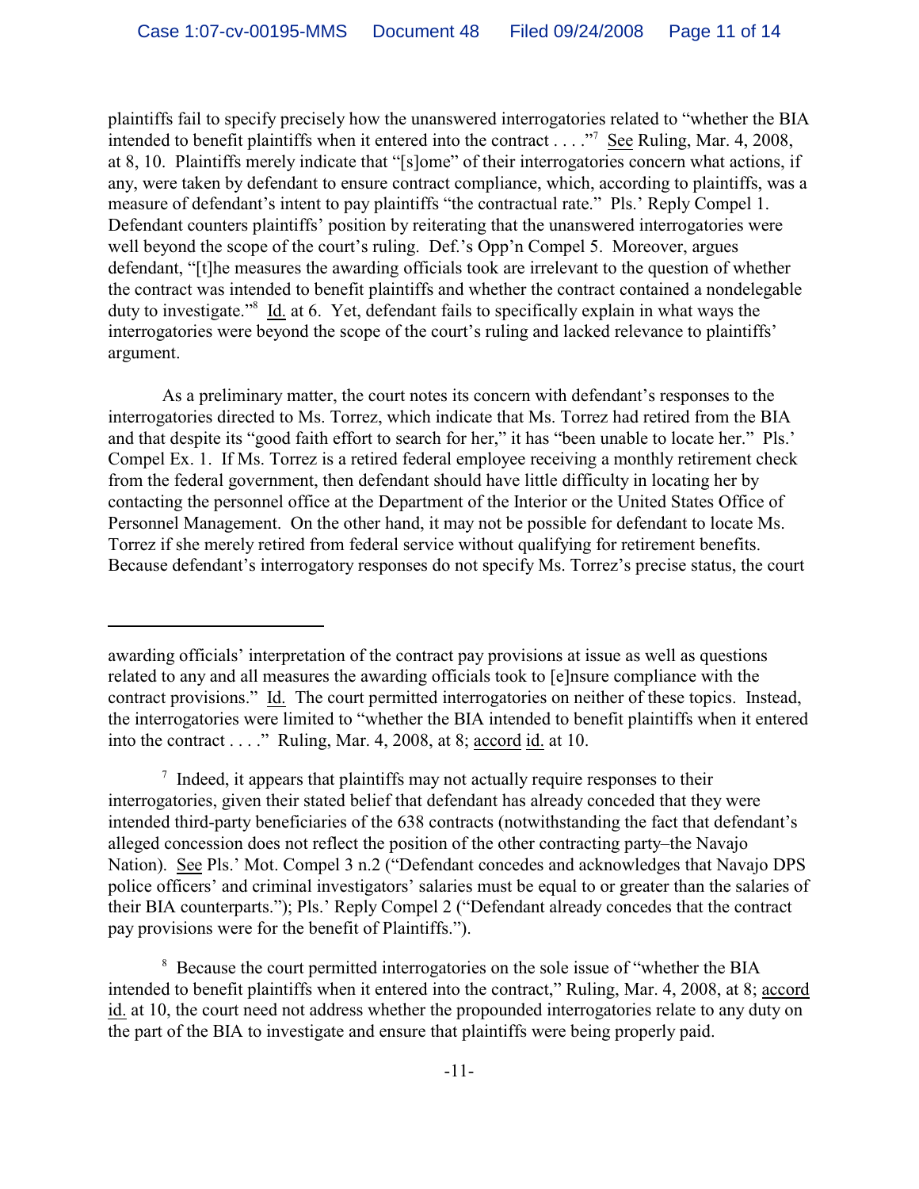plaintiffs fail to specify precisely how the unanswered interrogatories related to "whether the BIA intended to benefit plaintiffs when it entered into the contract . . . ."[7] See Ruling, Mar. 4, 2008, at 8, 10. Plaintiffs merely indicate that "[s]ome" of their interrogatories concern what actions, if any, were taken by defendant to ensure contract compliance, which, according to plaintiffs, was a measure of defendant's intent to pay plaintiffs "the contractual rate." Pls.' Reply Compel 1. Defendant counters plaintiffs' position by reiterating that the unanswered interrogatories were well beyond the scope of the court's ruling. Def.'s Opp'n Compel 5. Moreover, argues defendant, "[t]he measures the awarding officials took are irrelevant to the question of whether the contract was intended to benefit plaintiffs and whether the contract contained a nondelegable duty to investigate."[8] Id. at 6. Yet, defendant fails to specifically explain in what ways the interrogatories were beyond the scope of the court's ruling and lacked relevance to plaintiffs' argument.

As a preliminary matter, the court notes its concern with defendant's responses to the interrogatories directed to Ms. Torrez, which indicate that Ms. Torrez had retired from the BIA and that despite its "good faith effort to search for her," it has "been unable to locate her." Pls.' Compel Ex. 1. If Ms. Torrez is a retired federal employee receiving a monthly retirement check from the federal government, then defendant should have little difficulty in locating her by contacting the personnel office at the Department of the Interior or the United States Office of Personnel Management. On the other hand, it may not be possible for defendant to locate Ms. Torrez if she merely retired from federal service without qualifying for retirement benefits. Because defendant's interrogatory responses do not specify Ms. Torrez's precise status, the court

---

awarding officials' interpretation of the contract pay provisions at issue as well as questions related to any and all measures the awarding officials took to [e]nsure compliance with the contract provisions." Id. The court permitted interrogatories on neither of these topics. Instead, the interrogatories were limited to "whether the BIA intended to benefit plaintiffs when it entered into the contract . . . ." Ruling, Mar. 4, 2008, at 8; accord id. at 10.

[7] Indeed, it appears that plaintiffs may not actually require responses to their interrogatories, given their stated belief that defendant has already conceded that they were intended third-party beneficiaries of the 638 contracts (notwithstanding the fact that defendant's alleged concession does not reflect the position of the other contracting party–the Navajo Nation). See Pls.' Mot. Compel 3 n.2 ("Defendant concedes and acknowledges that Navajo DPS police officers' and criminal investigators' salaries must be equal to or greater than the salaries of their BIA counterparts."); Pls.' Reply Compel 2 ("Defendant already concedes that the contract pay provisions were for the benefit of Plaintiffs.").

[8] Because the court permitted interrogatories on the sole issue of "whether the BIA intended to benefit plaintiffs when it entered into the contract," Ruling, Mar. 4, 2008, at 8; accord id. at 10, the court need not address whether the propounded interrogatories relate to any duty on the part of the BIA to investigate and ensure that plaintiffs were being properly paid.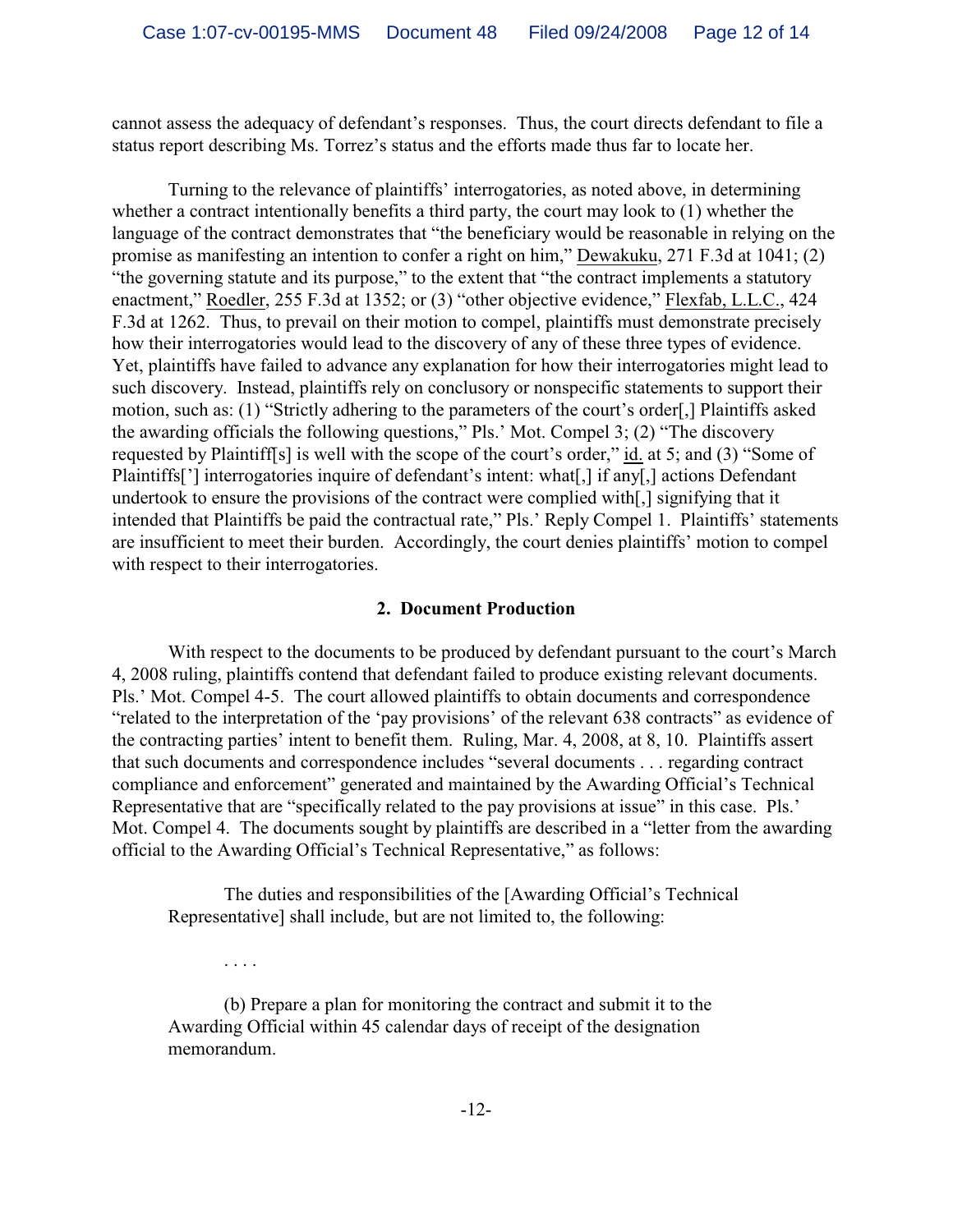cannot assess the adequacy of defendant's responses. Thus, the court directs defendant to file a status report describing Ms. Torrez's status and the efforts made thus far to locate her.

Turning to the relevance of plaintiffs' interrogatories, as noted above, in determining whether a contract intentionally benefits a third party, the court may look to (1) whether the language of the contract demonstrates that "the beneficiary would be reasonable in relying on the promise as manifesting an intention to confer a right on him," Dewakuku, 271 F.3d at 1041; (2) "the governing statute and its purpose," to the extent that "the contract implements a statutory enactment," Roedler, 255 F.3d at 1352; or (3) "other objective evidence," Flexfab, L.L.C., 424 F.3d at 1262. Thus, to prevail on their motion to compel, plaintiffs must demonstrate precisely how their interrogatories would lead to the discovery of any of these three types of evidence. Yet, plaintiffs have failed to advance any explanation for how their interrogatories might lead to such discovery. Instead, plaintiffs rely on conclusory or nonspecific statements to support their motion, such as: (1) "Strictly adhering to the parameters of the court's order[,] Plaintiffs asked the awarding officials the following questions," Pls.' Mot. Compel 3; (2) "The discovery requested by Plaintiff[s] is well with the scope of the court's order," id. at 5; and (3) "Some of Plaintiffs['] interrogatories inquire of defendant's intent: what[,] if any[,] actions Defendant undertook to ensure the provisions of the contract were complied with[,] signifying that it intended that Plaintiffs be paid the contractual rate," Pls.' Reply Compel 1. Plaintiffs' statements are insufficient to meet their burden. Accordingly, the court denies plaintiffs' motion to compel with respect to their interrogatories.

**2. Document Production**

With respect to the documents to be produced by defendant pursuant to the court's March 4, 2008 ruling, plaintiffs contend that defendant failed to produce existing relevant documents. Pls.' Mot. Compel 4-5. The court allowed plaintiffs to obtain documents and correspondence "related to the interpretation of the 'pay provisions' of the relevant 638 contracts" as evidence of the contracting parties' intent to benefit them. Ruling, Mar. 4, 2008, at 8, 10. Plaintiffs assert that such documents and correspondence includes "several documents . . . regarding contract compliance and enforcement" generated and maintained by the Awarding Official's Technical Representative that are "specifically related to the pay provisions at issue" in this case. Pls.' Mot. Compel 4. The documents sought by plaintiffs are described in a "letter from the awarding official to the Awarding Official's Technical Representative," as follows:

> The duties and responsibilities of the [Awarding Official's Technical Representative] shall include, but are not limited to, the following:
>
> . . . .
>
> (b) Prepare a plan for monitoring the contract and submit it to the Awarding Official within 45 calendar days of receipt of the designation memorandum.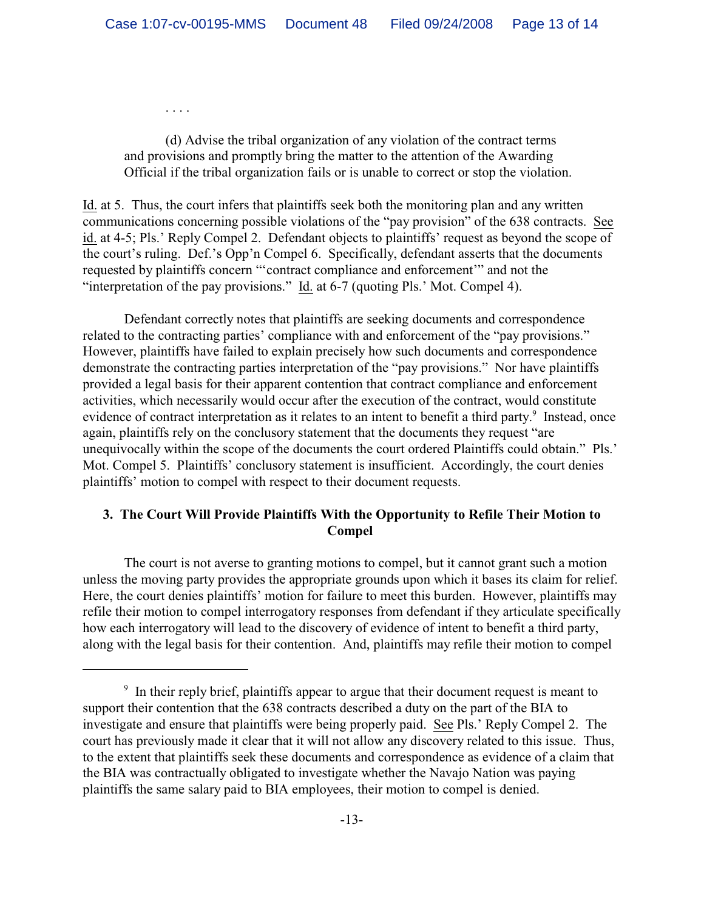. . . .

> (d) Advise the tribal organization of any violation of the contract terms and provisions and promptly bring the matter to the attention of the Awarding Official if the tribal organization fails or is unable to correct or stop the violation.

Id. at 5. Thus, the court infers that plaintiffs seek both the monitoring plan and any written communications concerning possible violations of the "pay provision" of the 638 contracts. See id. at 4-5; Pls.' Reply Compel 2. Defendant objects to plaintiffs' request as beyond the scope of the court's ruling. Def.'s Opp'n Compel 6. Specifically, defendant asserts that the documents requested by plaintiffs concern "'contract compliance and enforcement'" and not the "interpretation of the pay provisions." Id. at 6-7 (quoting Pls.' Mot. Compel 4).

Defendant correctly notes that plaintiffs are seeking documents and correspondence related to the contracting parties' compliance with and enforcement of the "pay provisions." However, plaintiffs have failed to explain precisely how such documents and correspondence demonstrate the contracting parties interpretation of the "pay provisions." Nor have plaintiffs provided a legal basis for their apparent contention that contract compliance and enforcement activities, which necessarily would occur after the execution of the contract, would constitute evidence of contract interpretation as it relates to an intent to benefit a third party.[9] Instead, once again, plaintiffs rely on the conclusory statement that the documents they request "are unequivocally within the scope of the documents the court ordered Plaintiffs could obtain." Pls.' Mot. Compel 5. Plaintiffs' conclusory statement is insufficient. Accordingly, the court denies plaintiffs' motion to compel with respect to their document requests.

### 3. The Court Will Provide Plaintiffs With the Opportunity to Refile Their Motion to Compel

The court is not averse to granting motions to compel, but it cannot grant such a motion unless the moving party provides the appropriate grounds upon which it bases its claim for relief. Here, the court denies plaintiffs' motion for failure to meet this burden. However, plaintiffs may refile their motion to compel interrogatory responses from defendant if they articulate specifically how each interrogatory will lead to the discovery of evidence of intent to benefit a third party, along with the legal basis for their contention. And, plaintiffs may refile their motion to compel

---

[9] In their reply brief, plaintiffs appear to argue that their document request is meant to support their contention that the 638 contracts described a duty on the part of the BIA to investigate and ensure that plaintiffs were being properly paid. See Pls.' Reply Compel 2. The court has previously made it clear that it will not allow any discovery related to this issue. Thus, to the extent that plaintiffs seek these documents and correspondence as evidence of a claim that the BIA was contractually obligated to investigate whether the Navajo Nation was paying plaintiffs the same salary paid to BIA employees, their motion to compel is denied.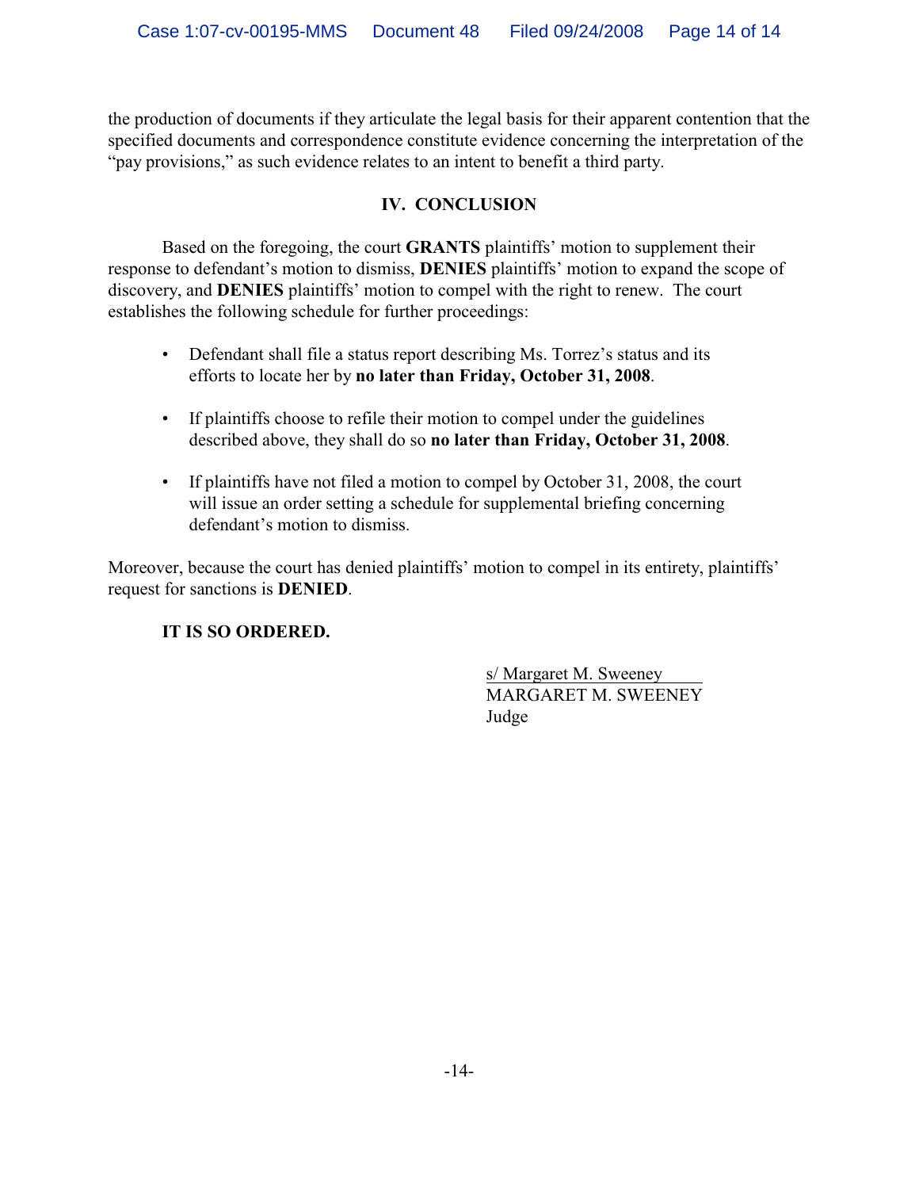the production of documents if they articulate the legal basis for their apparent contention that the specified documents and correspondence constitute evidence concerning the interpretation of the "pay provisions," as such evidence relates to an intent to benefit a third party.

## IV. CONCLUSION

Based on the foregoing, the court **GRANTS** plaintiffs' motion to supplement their response to defendant's motion to dismiss, **DENIES** plaintiffs' motion to expand the scope of discovery, and **DENIES** plaintiffs' motion to compel with the right to renew. The court establishes the following schedule for further proceedings:

- Defendant shall file a status report describing Ms. Torrez's status and its efforts to locate her by **no later than Friday, October 31, 2008**.
- If plaintiffs choose to refile their motion to compel under the guidelines described above, they shall do so **no later than Friday, October 31, 2008**.
- If plaintiffs have not filed a motion to compel by October 31, 2008, the court will issue an order setting a schedule for supplemental briefing concerning defendant's motion to dismiss.

Moreover, because the court has denied plaintiffs' motion to compel in its entirety, plaintiffs' request for sanctions is **DENIED**.

**IT IS SO ORDERED.**

s/ Margaret M. Sweeney
MARGARET M. SWEENEY
Judge